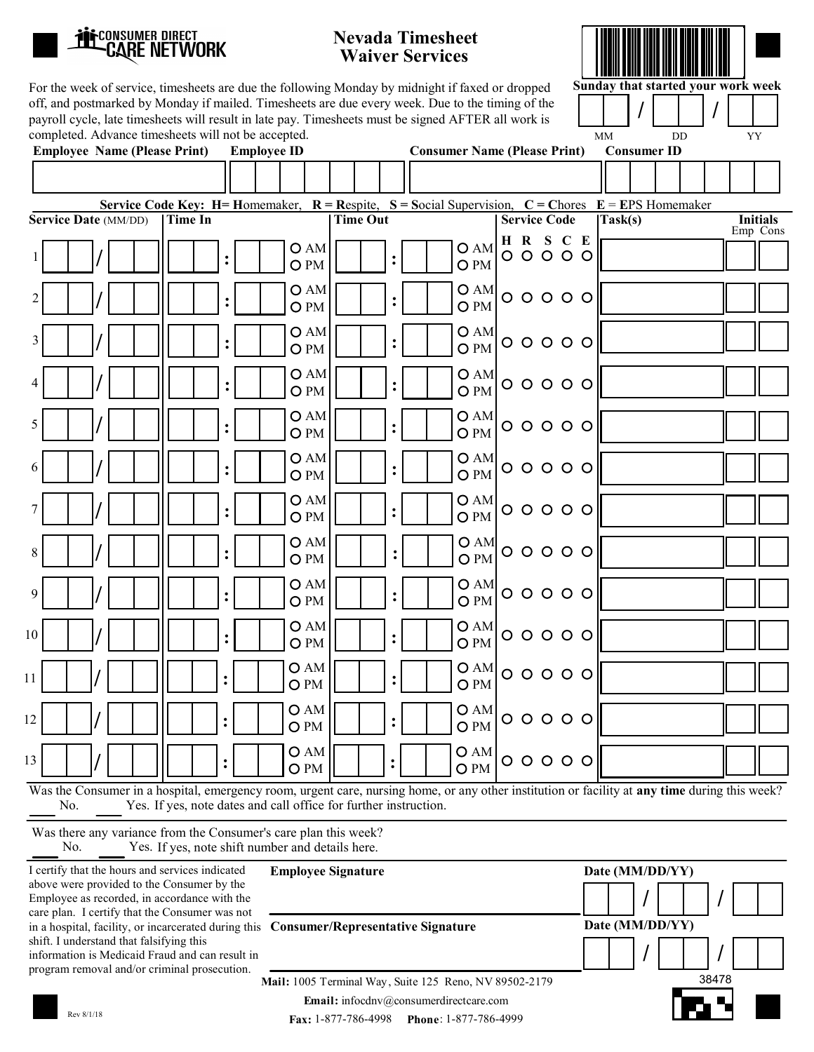CONSUMER DIRECT CARE NETWORK

# Nevada Timesheet Waiver Services

For the week of service, timesheets are due the following Monday by midnight if faxed or dropped off, and postmarked by Monday if mailed. Timesheets are due every week. Due to the timing of the payroll cycle, late timesheets will result in late pay. Timesheets must be signed AFTER all work is completed. Advance timesheets will not be accepted.

**Sunday that started your work week**

___ / ___ / ___
MM DD YY

| **Employee Name (Please Print)** | **Employee ID** | **Consumer Name (Please Print)** | **Consumer ID** |
|---|---|---|---|
| | | | |

**Service Code Key: H= Homemaker, R = Respite, S = Social Supervision, C = Chores E = EPS Homemaker**

| | **Service Date** (MM/DD) | **Time In** | **Time Out** | **Service Code** H R S C E | **Task(s)** | **Initials** Emp | Cons |
|---|---|---|---|---|---|---|---|
| 1 | / | : O AM O PM | : O AM O PM | O O O O O | | | |
| 2 | / | : O AM O PM | : O AM O PM | O O O O O | | | |
| 3 | / | : O AM O PM | : O AM O PM | O O O O O | | | |
| 4 | / | : O AM O PM | : O AM O PM | O O O O O | | | |
| 5 | / | : O AM O PM | : O AM O PM | O O O O O | | | |
| 6 | / | : O AM O PM | : O AM O PM | O O O O O | | | |
| 7 | / | : O AM O PM | : O AM O PM | O O O O O | | | |
| 8 | / | : O AM O PM | : O AM O PM | O O O O O | | | |
| 9 | / | : O AM O PM | : O AM O PM | O O O O O | | | |
| 10 | / | : O AM O PM | : O AM O PM | O O O O O | | | |
| 11 | / | : O AM O PM | : O AM O PM | O O O O O | | | |
| 12 | / | : O AM O PM | : O AM O PM | O O O O O | | | |
| 13 | / | : O AM O PM | : O AM O PM | O O O O O | | | |

Was the Consumer in a hospital, emergency room, urgent care, nursing home, or any other institution or facility at **any time** during this week?
___ No. ___ Yes. If yes, note dates and call office for further instruction.

Was there any variance from the Consumer's care plan this week?
___ No. ___ Yes. If yes, note shift number and details here.

I certify that the hours and services indicated above were provided to the Consumer by the Employee as recorded, in accordance with the care plan. I certify that the Consumer was not in a hospital, facility, or incarcerated during this shift. I understand that falsifying this information is Medicaid Fraud and can result in program removal and/or criminal prosecution.

**Employee Signature** ______________________ **Date (MM/DD/YY)** ___ / ___ / ___

**Consumer/Representative Signature** ______________________ **Date (MM/DD/YY)** ___ / ___ / ___

**Mail:** 1005 Terminal Way, Suite 125 Reno, NV 89502-2179

**Email:** infocdnv@consumerdirectcare.com

**Fax:** 1-877-786-4998 **Phone**: 1-877-786-4999

38478

Rev 8/1/18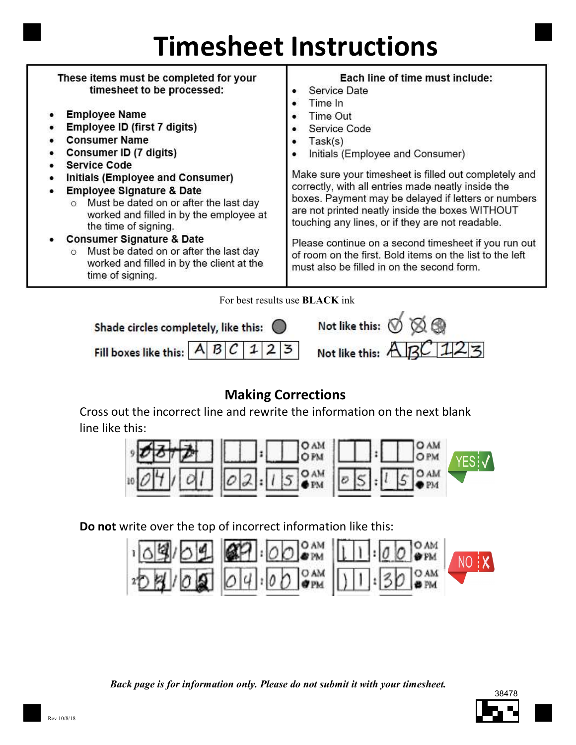# Timesheet Instructions

| These items must be completed for your timesheet to be processed: | Each line of time must include: |
|---|---|
| • **Employee Name**<br>• **Employee ID (first 7 digits)**<br>• **Consumer Name**<br>• **Consumer ID (7 digits)**<br>• **Service Code**<br>• **Initials (Employee and Consumer)**<br>• **Employee Signature & Date**<br>  ○ Must be dated on or after the last day worked and filled in by the employee at the time of signing.<br>• **Consumer Signature & Date**<br>  ○ Must be dated on or after the last day worked and filled in by the client at the time of signing. | • Service Date<br>• Time In<br>• Time Out<br>• Service Code<br>• Task(s)<br>• Initials (Employee and Consumer)<br><br>Make sure your timesheet is filled out completely and correctly, with all entries made neatly inside the boxes. Payment may be delayed if letters or numbers are not printed neatly inside the boxes WITHOUT touching any lines, or if they are not readable.<br><br>Please continue on a second timesheet if you run out of room on the first. Bold items on the list to the left must also be filled in on the second form. |

For best results use **BLACK** ink

Shade circles completely, like this: ●  Not like this:

Fill boxes like this: A B C 1 2 3  Not like this:

## Making Corrections

Cross out the incorrect line and rewrite the information on the next blank line like this:

YES ✓

**Do not** write over the top of incorrect information like this:

NO ✗

*Back page is for information only. Please do not submit it with your timesheet.*

Rev 10/8/18

38478